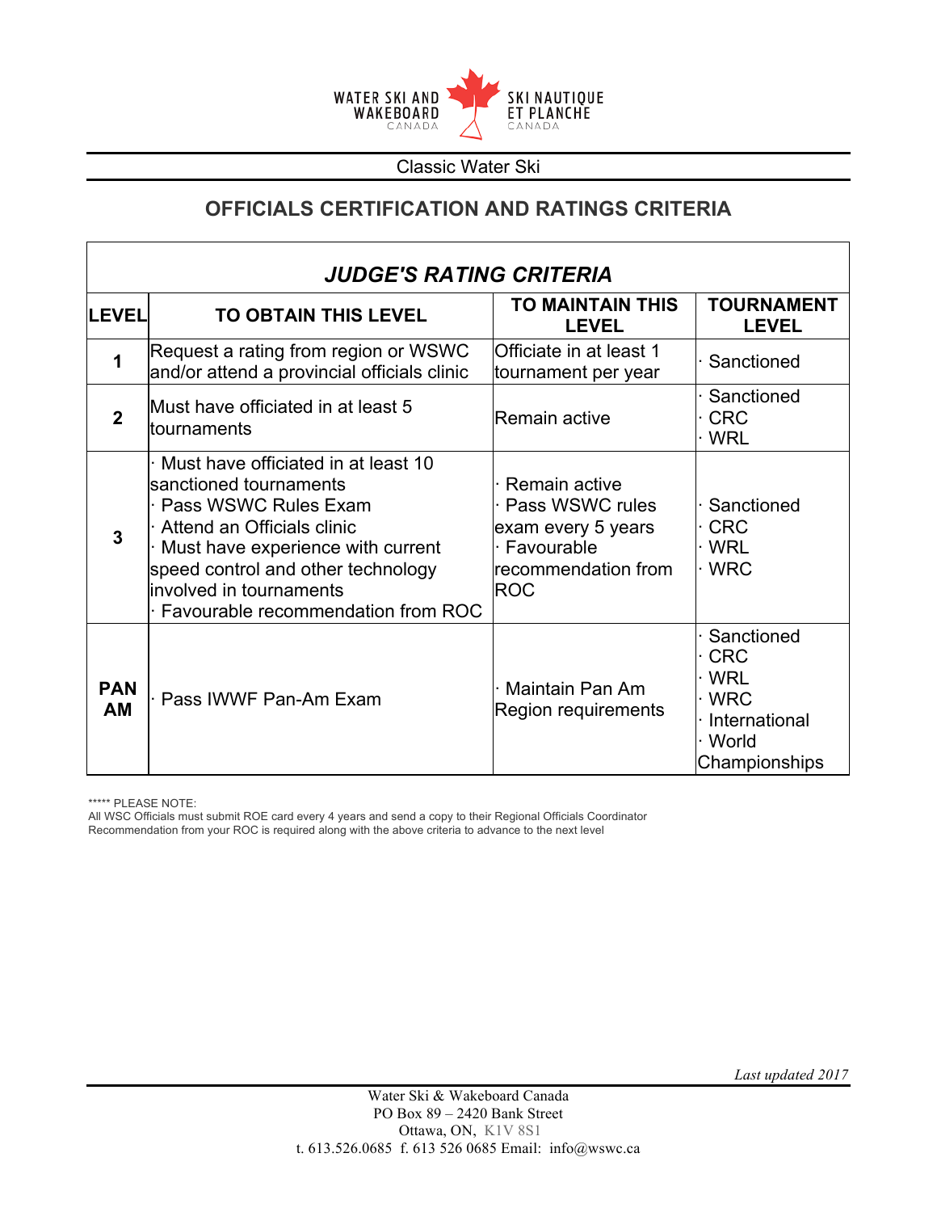WATER SKI AND WAKEBOARD CANADA | SKI NAUTIQUE ET PLANCHE CANADA

Classic Water Ski

## OFFICIALS CERTIFICATION AND RATINGS CRITERIA

### *JUDGE'S RATING CRITERIA*

| LEVEL | TO OBTAIN THIS LEVEL | TO MAINTAIN THIS LEVEL | TOURNAMENT LEVEL |
|---|---|---|---|
| **1** | Request a rating from region or WSWC and/or attend a provincial officials clinic | Officiate in at least 1 tournament per year | · Sanctioned |
| **2** | Must have officiated in at least 5 tournaments | Remain active | · Sanctioned<br>· CRC<br>· WRL |
| **3** | · Must have officiated in at least 10 sanctioned tournaments<br>· Pass WSWC Rules Exam<br>· Attend an Officials clinic<br>· Must have experience with current speed control and other technology involved in tournaments<br>· Favourable recommendation from ROC | · Remain active<br>· Pass WSWC rules exam every 5 years<br>· Favourable recommendation from ROC | · Sanctioned<br>· CRC<br>· WRL<br>· WRC |
| **PAN AM** | · Pass IWWF Pan-Am Exam | · Maintain Pan Am Region requirements | · Sanctioned<br>· CRC<br>· WRL<br>· WRC<br>· International<br>· World Championships |

***** PLEASE NOTE:
All WSC Officials must submit ROE card every 4 years and send a copy to their Regional Officials Coordinator
Recommendation from your ROC is required along with the above criteria to advance to the next level

*Last updated 2017*

Water Ski & Wakeboard Canada
PO Box 89 – 2420 Bank Street
Ottawa, ON, K1V 8S1
t. 613.526.0685 f. 613 526 0685 Email: info@wswc.ca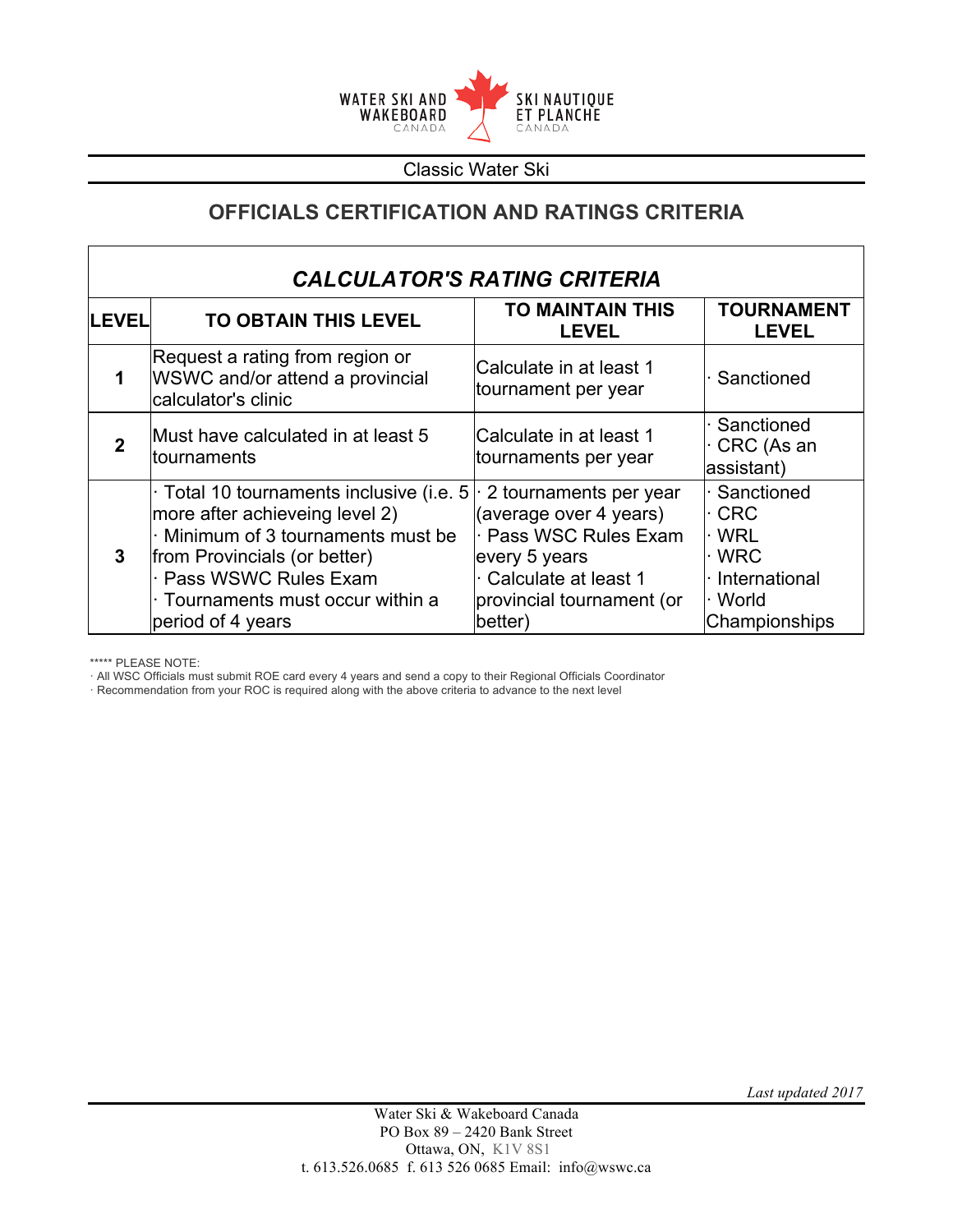Classic Water Ski

## OFFICIALS CERTIFICATION AND RATINGS CRITERIA

| *CALCULATOR'S RATING CRITERIA* | | | |
|---|---|---|---|
| **LEVEL** | **TO OBTAIN THIS LEVEL** | **TO MAINTAIN THIS LEVEL** | **TOURNAMENT LEVEL** |
| **1** | Request a rating from region or WSWC and/or attend a provincial calculator's clinic | Calculate in at least 1 tournament per year | · Sanctioned |
| **2** | Must have calculated in at least 5 tournaments | Calculate in at least 1 tournaments per year | · Sanctioned<br>· CRC (As an assistant) |
| **3** | · Total 10 tournaments inclusive (i.e. 5 more after achieveing level 2)<br>· Minimum of 3 tournaments must be from Provincials (or better)<br>· Pass WSWC Rules Exam<br>· Tournaments must occur within a period of 4 years | · 2 tournaments per year (average over 4 years)<br>· Pass WSC Rules Exam every 5 years<br>· Calculate at least 1 provincial tournament (or better) | · Sanctioned<br>· CRC<br>· WRL<br>· WRC<br>· International<br>· World Championships |

***** PLEASE NOTE:

· All WSC Officials must submit ROE card every 4 years and send a copy to their Regional Officials Coordinator

· Recommendation from your ROC is required along with the above criteria to advance to the next level

*Last updated 2017*

Water Ski & Wakeboard Canada
PO Box 89 – 2420 Bank Street
Ottawa, ON, K1V 8S1
t. 613.526.0685 f. 613 526 0685 Email: info@wswc.ca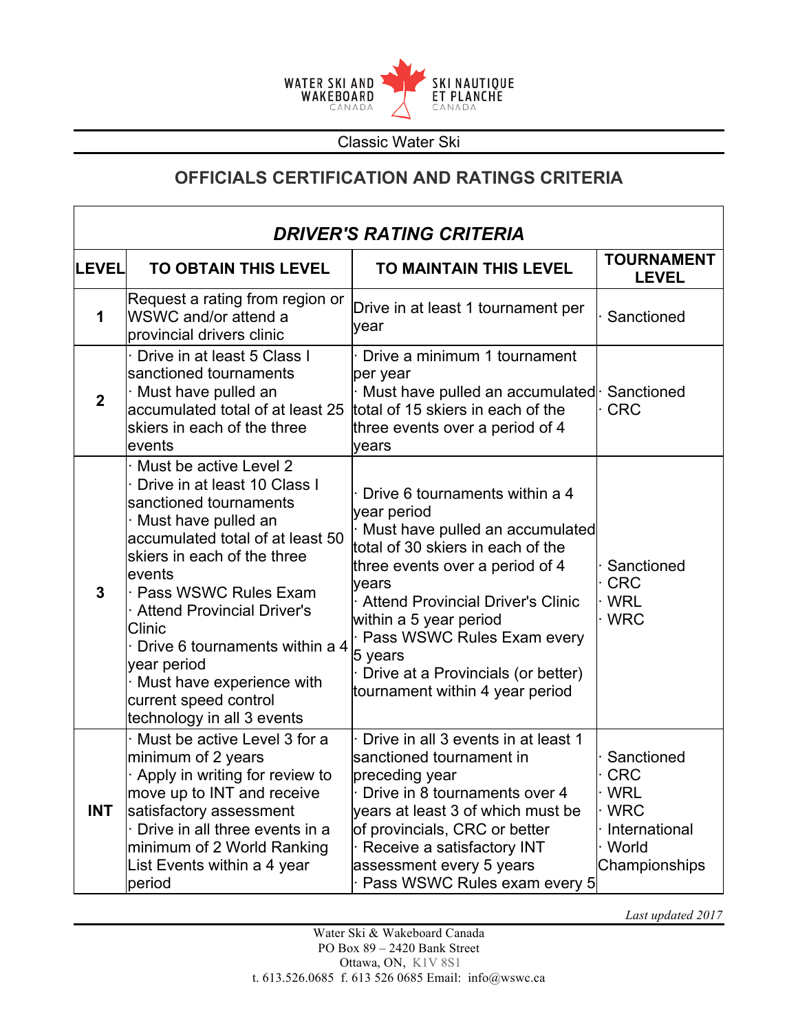WATER SKI AND WAKEBOARD CANADA — SKI NAUTIQUE ET PLANCHE CANADA

Classic Water Ski

## OFFICIALS CERTIFICATION AND RATINGS CRITERIA

### *DRIVER'S RATING CRITERIA*

| LEVEL | TO OBTAIN THIS LEVEL | TO MAINTAIN THIS LEVEL | TOURNAMENT LEVEL |
|---|---|---|---|
| 1 | Request a rating from region or WSWC and/or attend a provincial drivers clinic | Drive in at least 1 tournament per year | · Sanctioned |
| 2 | · Drive in at least 5 Class I sanctioned tournaments<br>· Must have pulled an accumulated total of at least 25 skiers in each of the three events | · Drive a minimum 1 tournament per year<br>· Must have pulled an accumulated total of 15 skiers in each of the three events over a period of 4 years | · Sanctioned<br>· CRC |
| 3 | · Must be active Level 2<br>· Drive in at least 10 Class I sanctioned tournaments<br>· Must have pulled an accumulated total of at least 50 skiers in each of the three events<br>· Pass WSWC Rules Exam<br>· Attend Provincial Driver's Clinic<br>· Drive 6 tournaments within a 4 year period<br>· Must have experience with current speed control technology in all 3 events | · Drive 6 tournaments within a 4 year period<br>· Must have pulled an accumulated total of 30 skiers in each of the three events over a period of 4 years<br>· Attend Provincial Driver's Clinic within a 5 year period<br>· Pass WSWC Rules Exam every 5 years<br>· Drive at a Provincials (or better) tournament within 4 year period | · Sanctioned<br>· CRC<br>· WRL<br>· WRC |
| INT | · Must be active Level 3 for a minimum of 2 years<br>· Apply in writing for review to move up to INT and receive satisfactory assessment<br>· Drive in all three events in a minimum of 2 World Ranking List Events within a 4 year period | · Drive in all 3 events in at least 1 sanctioned tournament in preceding year<br>· Drive in 8 tournaments over 4 years at least 3 of which must be of provincials, CRC or better<br>· Receive a satisfactory INT assessment every 5 years<br>· Pass WSWC Rules exam every 5 | · Sanctioned<br>· CRC<br>· WRL<br>· WRC<br>· International<br>· World Championships |

*Last updated 2017*

Water Ski & Wakeboard Canada
PO Box 89 – 2420 Bank Street
Ottawa, ON, K1V 8S1
t. 613.526.0685 f. 613 526 0685 Email: info@wswc.ca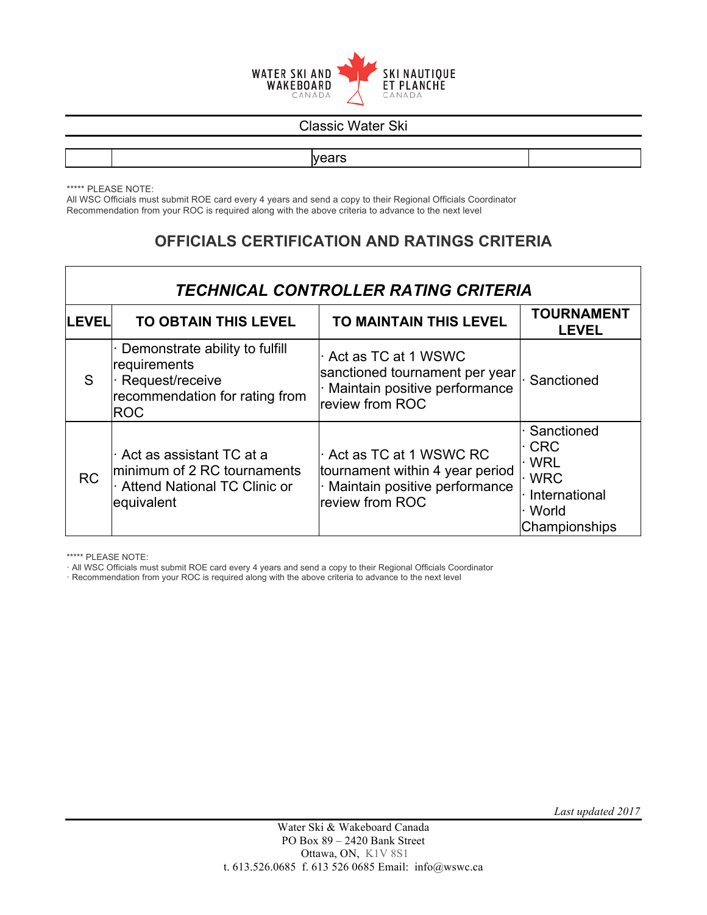Classic Water Ski

| | years | |
|---|---|---|

***** PLEASE NOTE:
All WSC Officials must submit ROE card every 4 years and send a copy to their Regional Officials Coordinator
Recommendation from your ROC is required along with the above criteria to advance to the next level

## OFFICIALS CERTIFICATION AND RATINGS CRITERIA

### *TECHNICAL CONTROLLER RATING CRITERIA*

| LEVEL | TO OBTAIN THIS LEVEL | TO MAINTAIN THIS LEVEL | TOURNAMENT LEVEL |
|---|---|---|---|
| S | · Demonstrate ability to fulfill requirements<br>· Request/receive recommendation for rating from ROC | · Act as TC at 1 WSWC sanctioned tournament per year<br>· Maintain positive performance review from ROC | · Sanctioned |
| RC | · Act as assistant TC at a minimum of 2 RC tournaments<br>· Attend National TC Clinic or equivalent | · Act as TC at 1 WSWC RC tournament within 4 year period<br>· Maintain positive performance review from ROC | · Sanctioned<br>· CRC<br>· WRL<br>· WRC<br>· International<br>· World Championships |

***** PLEASE NOTE:
· All WSC Officials must submit ROE card every 4 years and send a copy to their Regional Officials Coordinator
· Recommendation from your ROC is required along with the above criteria to advance to the next level

*Last updated 2017*

Water Ski & Wakeboard Canada
PO Box 89 – 2420 Bank Street
Ottawa, ON, K1V 8S1
t. 613.526.0685 f. 613 526 0685 Email: info@wswc.ca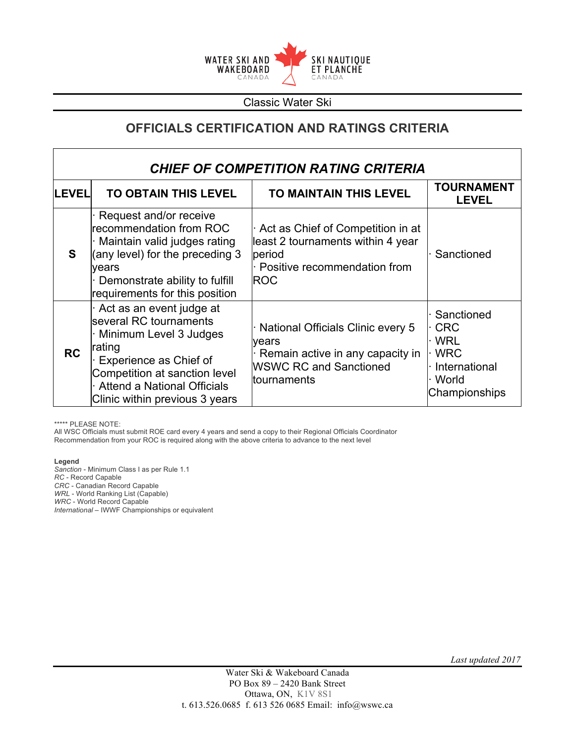Classic Water Ski

## OFFICIALS CERTIFICATION AND RATINGS CRITERIA

### *CHIEF OF COMPETITION RATING CRITERIA*

| LEVEL | TO OBTAIN THIS LEVEL | TO MAINTAIN THIS LEVEL | TOURNAMENT LEVEL |
|---|---|---|---|
| S | · Request and/or receive recommendation from ROC<br>· Maintain valid judges rating (any level) for the preceding 3 years<br>· Demonstrate ability to fulfill requirements for this position | · Act as Chief of Competition in at least 2 tournaments within 4 year period<br>· Positive recommendation from ROC | · Sanctioned |
| RC | · Act as an event judge at several RC tournaments<br>· Minimum Level 3 Judges rating<br>· Experience as Chief of Competition at sanction level<br>· Attend a National Officials Clinic within previous 3 years | · National Officials Clinic every 5 years<br>· Remain active in any capacity in WSWC RC and Sanctioned tournaments | · Sanctioned<br>· CRC<br>· WRL<br>· WRC<br>· International<br>· World Championships |

***** PLEASE NOTE:
All WSC Officials must submit ROE card every 4 years and send a copy to their Regional Officials Coordinator
Recommendation from your ROC is required along with the above criteria to advance to the next level

**Legend**
*Sanction* - Minimum Class I as per Rule 1.1
*RC* - Record Capable
*CRC* - Canadian Record Capable
*WRL* - World Ranking List (Capable)
*WRC* - World Record Capable
*International* – IWWF Championships or equivalent

*Last updated 2017*

Water Ski & Wakeboard Canada
PO Box 89 – 2420 Bank Street
Ottawa, ON, K1V 8S1
t. 613.526.0685 f. 613 526 0685 Email: info@wswc.ca